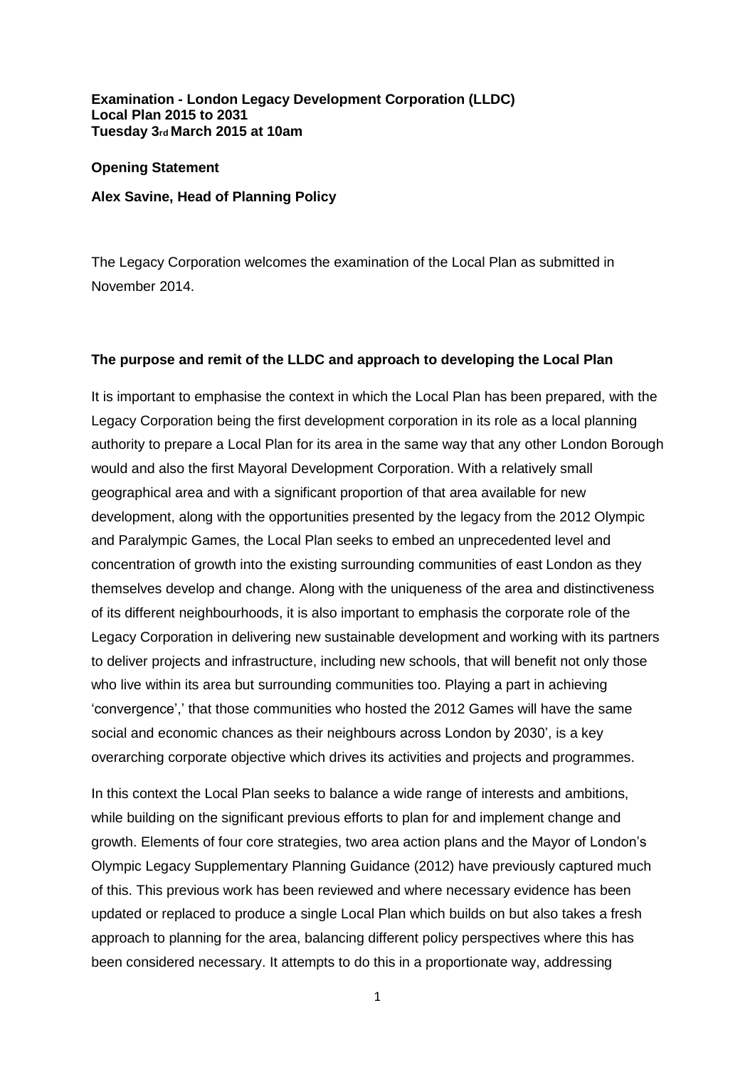**Examination - London Legacy Development Corporation (LLDC)**
**Local Plan 2015 to 2031**
**Tuesday 3rd March 2015 at 10am**

**Opening Statement**

**Alex Savine, Head of Planning Policy**

The Legacy Corporation welcomes the examination of the Local Plan as submitted in November 2014.

**The purpose and remit of the LLDC and approach to developing the Local Plan**

It is important to emphasise the context in which the Local Plan has been prepared, with the Legacy Corporation being the first development corporation in its role as a local planning authority to prepare a Local Plan for its area in the same way that any other London Borough would and also the first Mayoral Development Corporation. With a relatively small geographical area and with a significant proportion of that area available for new development, along with the opportunities presented by the legacy from the 2012 Olympic and Paralympic Games, the Local Plan seeks to embed an unprecedented level and concentration of growth into the existing surrounding communities of east London as they themselves develop and change. Along with the uniqueness of the area and distinctiveness of its different neighbourhoods, it is also important to emphasis the corporate role of the Legacy Corporation in delivering new sustainable development and working with its partners to deliver projects and infrastructure, including new schools, that will benefit not only those who live within its area but surrounding communities too. Playing a part in achieving 'convergence',' that those communities who hosted the 2012 Games will have the same social and economic chances as their neighbours across London by 2030', is a key overarching corporate objective which drives its activities and projects and programmes.

In this context the Local Plan seeks to balance a wide range of interests and ambitions, while building on the significant previous efforts to plan for and implement change and growth. Elements of four core strategies, two area action plans and the Mayor of London's Olympic Legacy Supplementary Planning Guidance (2012) have previously captured much of this. This previous work has been reviewed and where necessary evidence has been updated or replaced to produce a single Local Plan which builds on but also takes a fresh approach to planning for the area, balancing different policy perspectives where this has been considered necessary. It attempts to do this in a proportionate way, addressing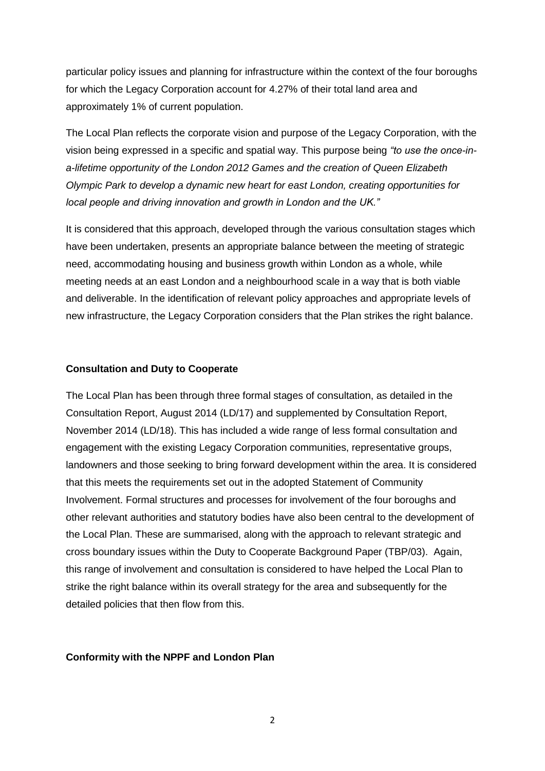particular policy issues and planning for infrastructure within the context of the four boroughs for which the Legacy Corporation account for 4.27% of their total land area and approximately 1% of current population.

The Local Plan reflects the corporate vision and purpose of the Legacy Corporation, with the vision being expressed in a specific and spatial way. This purpose being *"to use the once-in-a-lifetime opportunity of the London 2012 Games and the creation of Queen Elizabeth Olympic Park to develop a dynamic new heart for east London, creating opportunities for local people and driving innovation and growth in London and the UK."*

It is considered that this approach, developed through the various consultation stages which have been undertaken, presents an appropriate balance between the meeting of strategic need, accommodating housing and business growth within London as a whole, while meeting needs at an east London and a neighbourhood scale in a way that is both viable and deliverable. In the identification of relevant policy approaches and appropriate levels of new infrastructure, the Legacy Corporation considers that the Plan strikes the right balance.

**Consultation and Duty to Cooperate**

The Local Plan has been through three formal stages of consultation, as detailed in the Consultation Report, August 2014 (LD/17) and supplemented by Consultation Report, November 2014 (LD/18). This has included a wide range of less formal consultation and engagement with the existing Legacy Corporation communities, representative groups, landowners and those seeking to bring forward development within the area. It is considered that this meets the requirements set out in the adopted Statement of Community Involvement. Formal structures and processes for involvement of the four boroughs and other relevant authorities and statutory bodies have also been central to the development of the Local Plan. These are summarised, along with the approach to relevant strategic and cross boundary issues within the Duty to Cooperate Background Paper (TBP/03). Again, this range of involvement and consultation is considered to have helped the Local Plan to strike the right balance within its overall strategy for the area and subsequently for the detailed policies that then flow from this.

**Conformity with the NPPF and London Plan**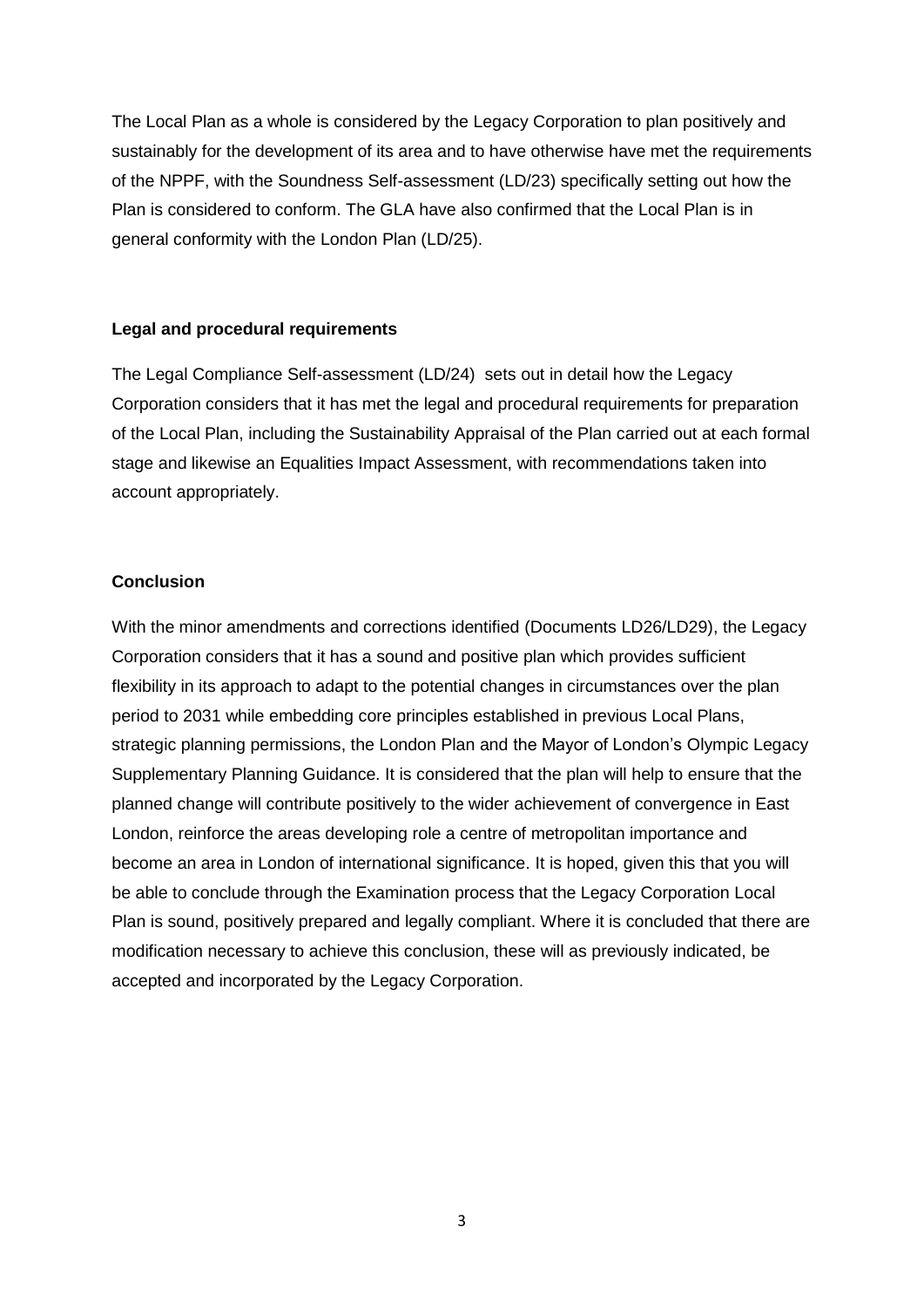The Local Plan as a whole is considered by the Legacy Corporation to plan positively and sustainably for the development of its area and to have otherwise have met the requirements of the NPPF, with the Soundness Self-assessment (LD/23) specifically setting out how the Plan is considered to conform. The GLA have also confirmed that the Local Plan is in general conformity with the London Plan (LD/25).

**Legal and procedural requirements**

The Legal Compliance Self-assessment (LD/24) sets out in detail how the Legacy Corporation considers that it has met the legal and procedural requirements for preparation of the Local Plan, including the Sustainability Appraisal of the Plan carried out at each formal stage and likewise an Equalities Impact Assessment, with recommendations taken into account appropriately.

**Conclusion**

With the minor amendments and corrections identified (Documents LD26/LD29), the Legacy Corporation considers that it has a sound and positive plan which provides sufficient flexibility in its approach to adapt to the potential changes in circumstances over the plan period to 2031 while embedding core principles established in previous Local Plans, strategic planning permissions, the London Plan and the Mayor of London's Olympic Legacy Supplementary Planning Guidance. It is considered that the plan will help to ensure that the planned change will contribute positively to the wider achievement of convergence in East London, reinforce the areas developing role a centre of metropolitan importance and become an area in London of international significance. It is hoped, given this that you will be able to conclude through the Examination process that the Legacy Corporation Local Plan is sound, positively prepared and legally compliant. Where it is concluded that there are modification necessary to achieve this conclusion, these will as previously indicated, be accepted and incorporated by the Legacy Corporation.